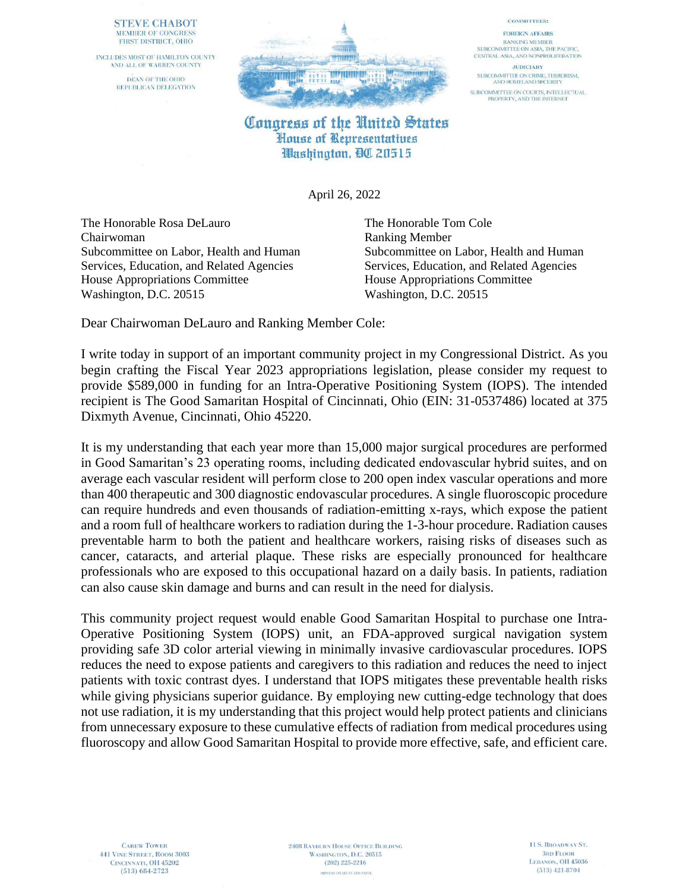STEVE CHABOT
MEMBER OF CONGRESS
FIRST DISTRICT, OHIO

INCLUDES MOST OF HAMILTON COUNTY
AND ALL OF WARREN COUNTY

DEAN OF THE OHIO
REPUBLICAN DELEGATION

COMMITTEES:

FOREIGN AFFAIRS
RANKING MEMBER
SUBCOMMITTEE ON ASIA, THE PACIFIC,
CENTRAL ASIA, AND NONPROLIFERATION

JUDICIARY
SUBCOMMITTEE ON CRIME, TERRORISM,
AND HOMELAND SECURITY

SUBCOMMITTEE ON COURTS, INTELLECTUAL
PROPERTY, AND THE INTERNET

**Congress of the United States**
**House of Representatives**
**Washington, DC 20515**

April 26, 2022

The Honorable Rosa DeLauro
Chairwoman
Subcommittee on Labor, Health and Human Services, Education, and Related Agencies
House Appropriations Committee
Washington, D.C. 20515

The Honorable Tom Cole
Ranking Member
Subcommittee on Labor, Health and Human Services, Education, and Related Agencies
House Appropriations Committee
Washington, D.C. 20515

Dear Chairwoman DeLauro and Ranking Member Cole:

I write today in support of an important community project in my Congressional District. As you begin crafting the Fiscal Year 2023 appropriations legislation, please consider my request to provide $589,000 in funding for an Intra-Operative Positioning System (IOPS). The intended recipient is The Good Samaritan Hospital of Cincinnati, Ohio (EIN: 31-0537486) located at 375 Dixmyth Avenue, Cincinnati, Ohio 45220.

It is my understanding that each year more than 15,000 major surgical procedures are performed in Good Samaritan's 23 operating rooms, including dedicated endovascular hybrid suites, and on average each vascular resident will perform close to 200 open index vascular operations and more than 400 therapeutic and 300 diagnostic endovascular procedures. A single fluoroscopic procedure can require hundreds and even thousands of radiation-emitting x-rays, which expose the patient and a room full of healthcare workers to radiation during the 1-3-hour procedure. Radiation causes preventable harm to both the patient and healthcare workers, raising risks of diseases such as cancer, cataracts, and arterial plaque. These risks are especially pronounced for healthcare professionals who are exposed to this occupational hazard on a daily basis. In patients, radiation can also cause skin damage and burns and can result in the need for dialysis.

This community project request would enable Good Samaritan Hospital to purchase one Intra-Operative Positioning System (IOPS) unit, an FDA-approved surgical navigation system providing safe 3D color arterial viewing in minimally invasive cardiovascular procedures. IOPS reduces the need to expose patients and caregivers to this radiation and reduces the need to inject patients with toxic contrast dyes. I understand that IOPS mitigates these preventable health risks while giving physicians superior guidance. By employing new cutting-edge technology that does not use radiation, it is my understanding that this project would help protect patients and clinicians from unnecessary exposure to these cumulative effects of radiation from medical procedures using fluoroscopy and allow Good Samaritan Hospital to provide more effective, safe, and efficient care.

CAREW TOWER
441 VINE STREET, ROOM 3003
CINCINNATI, OH 45202
(513) 684-2723

2408 RAYBURN HOUSE OFFICE BUILDING
WASHINGTON, D.C. 20515
(202) 225-2216
PRINTED ON RECYCLED PAPER

11 S. BROADWAY ST.
3RD FLOOR
LEBANON, OH 45036
(513) 421-8704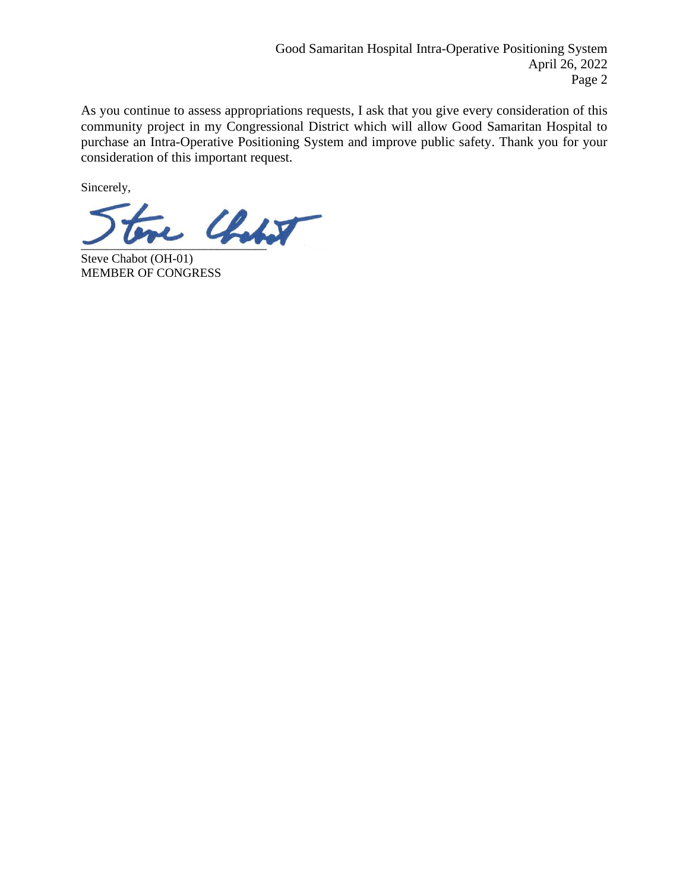As you continue to assess appropriations requests, I ask that you give every consideration of this community project in my Congressional District which will allow Good Samaritan Hospital to purchase an Intra-Operative Positioning System and improve public safety. Thank you for your consideration of this important request.

Sincerely,

Steve Chabot (OH-01)
MEMBER OF CONGRESS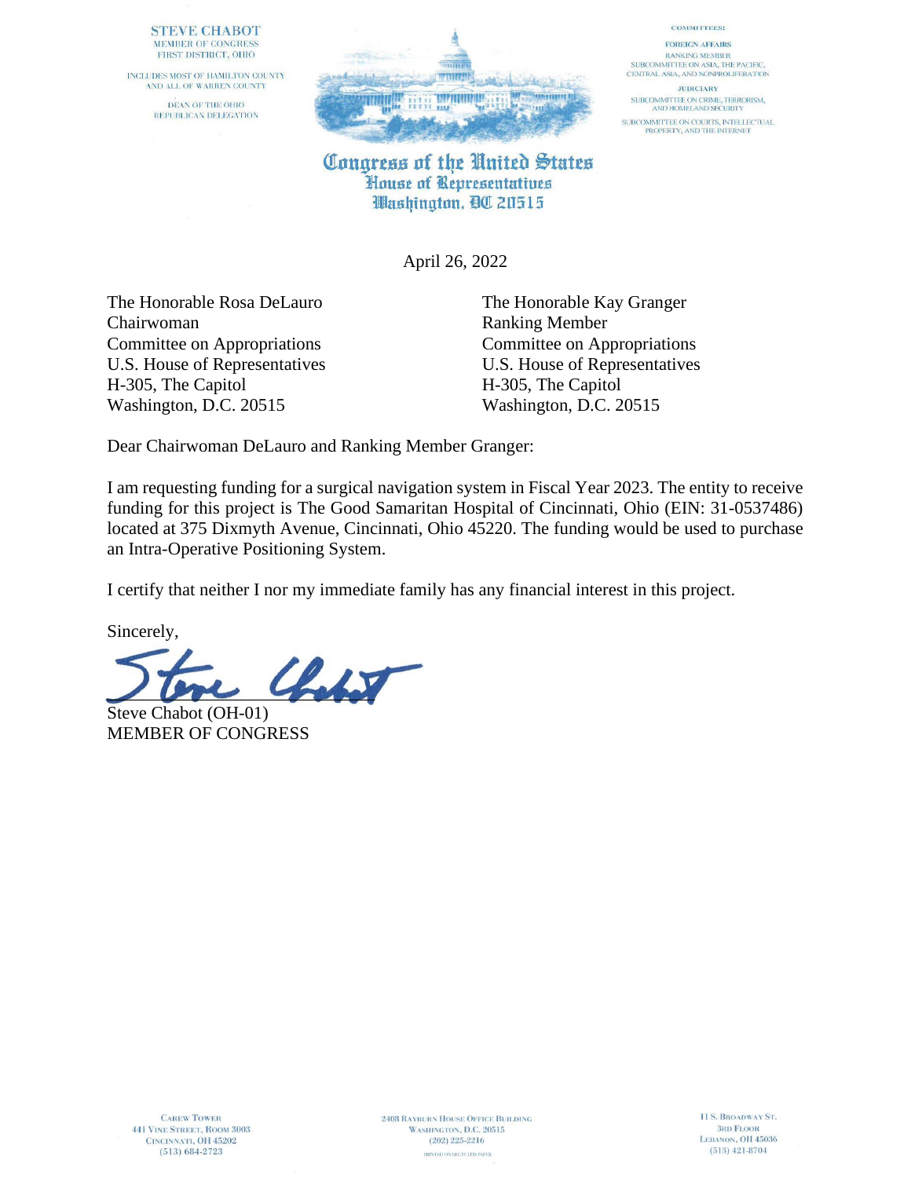STEVE CHABOT
MEMBER OF CONGRESS
FIRST DISTRICT, OHIO

INCLUDES MOST OF HAMILTON COUNTY
AND ALL OF WARREN COUNTY

DEAN OF THE OHIO
REPUBLICAN DELEGATION

COMMITTEES:

FOREIGN AFFAIRS
RANKING MEMBER
SUBCOMMITTEE ON ASIA, THE PACIFIC,
CENTRAL ASIA, AND NONPROLIFERATION

JUDICIARY
SUBCOMMITTEE ON CRIME, TERRORISM,
AND HOMELAND SECURITY
SUBCOMMITTEE ON COURTS, INTELLECTUAL
PROPERTY, AND THE INTERNET

**Congress of the United States**
**House of Representatives**
**Washington, DC 20515**

April 26, 2022

The Honorable Rosa DeLauro
Chairwoman
Committee on Appropriations
U.S. House of Representatives
H-305, The Capitol
Washington, D.C. 20515

The Honorable Kay Granger
Ranking Member
Committee on Appropriations
U.S. House of Representatives
H-305, The Capitol
Washington, D.C. 20515

Dear Chairwoman DeLauro and Ranking Member Granger:

I am requesting funding for a surgical navigation system in Fiscal Year 2023. The entity to receive funding for this project is The Good Samaritan Hospital of Cincinnati, Ohio (EIN: 31-0537486) located at 375 Dixmyth Avenue, Cincinnati, Ohio 45220. The funding would be used to purchase an Intra-Operative Positioning System.

I certify that neither I nor my immediate family has any financial interest in this project.

Sincerely,

Steve Chabot

Steve Chabot (OH-01)
MEMBER OF CONGRESS

CAREW TOWER
441 VINE STREET, ROOM 3003
CINCINNATI, OH 45202
(513) 684-2723

2408 RAYBURN HOUSE OFFICE BUILDING
WASHINGTON, D.C. 20515
(202) 225-2216
PRINTED ON RECYCLED PAPER

11 S. BROADWAY ST.
3RD FLOOR
LEBANON, OH 45036
(513) 421-8704